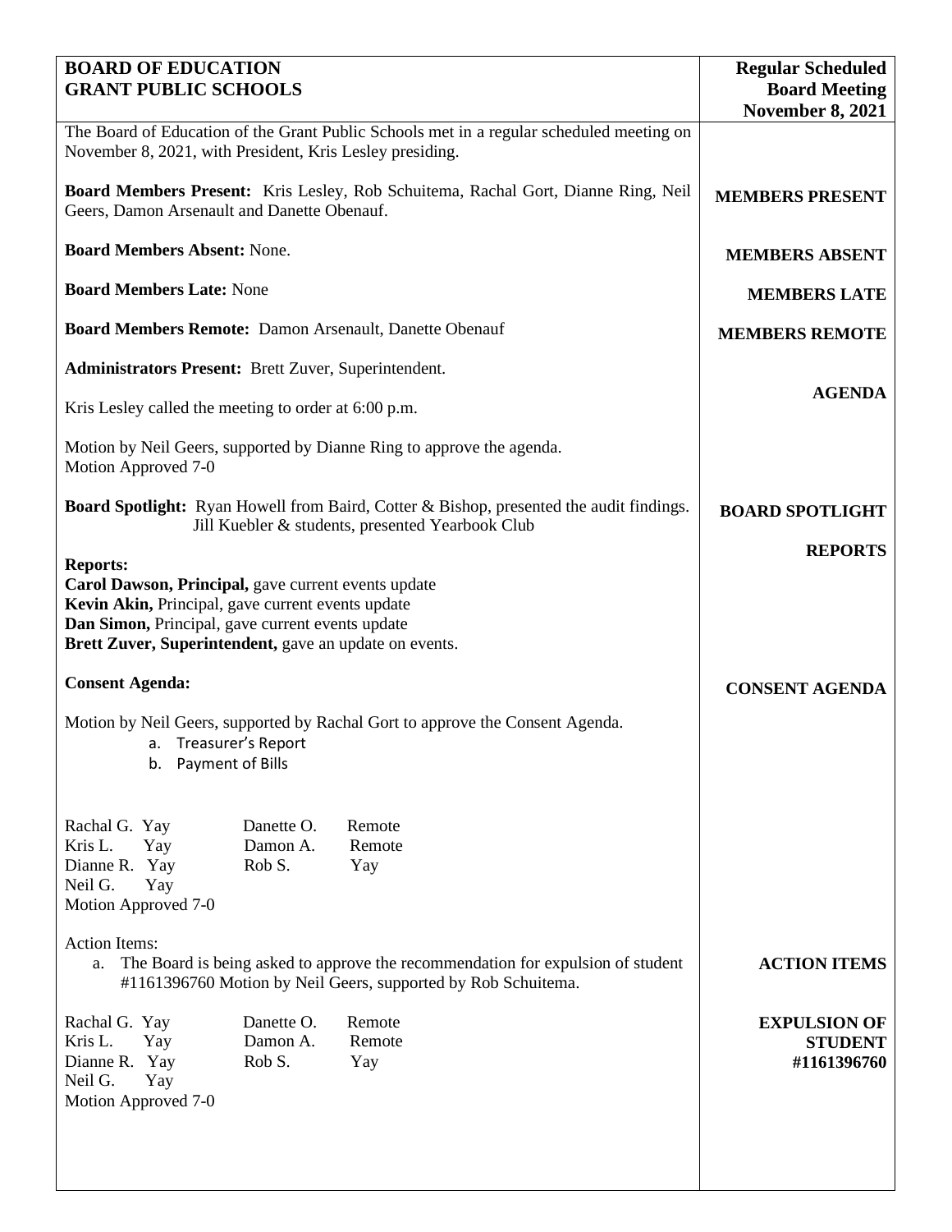| **BOARD OF EDUCATION**<br>**GRANT PUBLIC SCHOOLS** | **Regular Scheduled Board Meeting November 8, 2021** |
|---|---|

The Board of Education of the Grant Public Schools met in a regular scheduled meeting on November 8, 2021, with President, Kris Lesley presiding.

**MEMBERS PRESENT**

**Board Members Present:** Kris Lesley, Rob Schuitema, Rachal Gort, Dianne Ring, Neil Geers, Damon Arsenault and Danette Obenauf.

**MEMBERS ABSENT**

**Board Members Absent:** None.

**MEMBERS LATE**

**Board Members Late:** None

**MEMBERS REMOTE**

**Board Members Remote:** Damon Arsenault, Danette Obenauf

**Administrators Present:** Brett Zuver, Superintendent.

**AGENDA**

Kris Lesley called the meeting to order at 6:00 p.m.

Motion by Neil Geers, supported by Dianne Ring to approve the agenda.
Motion Approved 7-0

**BOARD SPOTLIGHT**

**Board Spotlight:** Ryan Howell from Baird, Cotter & Bishop, presented the audit findings.
Jill Kuebler & students, presented Yearbook Club

**REPORTS**

**Reports:**
**Carol Dawson, Principal,** gave current events update
**Kevin Akin,** Principal, gave current events update
**Dan Simon,** Principal, gave current events update
**Brett Zuver, Superintendent,** gave an update on events.

**CONSENT AGENDA**

**Consent Agenda:**

Motion by Neil Geers, supported by Rachal Gort to approve the Consent Agenda.

a. Treasurer's Report
b. Payment of Bills

| | | | |
|---|---|---|---|
| Rachal G. | Yay | Danette O. | Remote |
| Kris L. | Yay | Damon A. | Remote |
| Dianne R. | Yay | Rob S. | Yay |
| Neil G. | Yay | | |

Motion Approved 7-0

**ACTION ITEMS**

Action Items:

a. The Board is being asked to approve the recommendation for expulsion of student #1161396760 Motion by Neil Geers, supported by Rob Schuitema.

**EXPULSION OF STUDENT #1161396760**

| | | | |
|---|---|---|---|
| Rachal G. | Yay | Danette O. | Remote |
| Kris L. | Yay | Damon A. | Remote |
| Dianne R. | Yay | Rob S. | Yay |
| Neil G. | Yay | | |

Motion Approved 7-0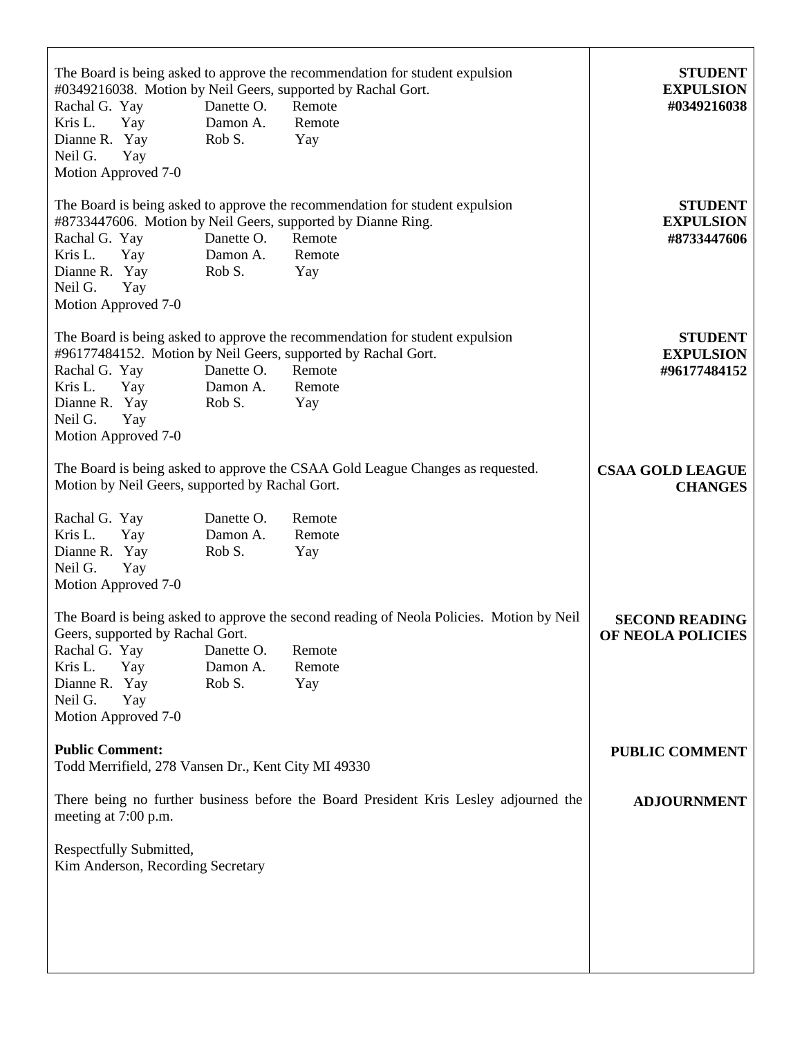**STUDENT EXPULSION #0349216038**

The Board is being asked to approve the recommendation for student expulsion #0349216038. Motion by Neil Geers, supported by Rachal Gort.

| | | | |
|---|---|---|---|
| Rachal G. | Yay | Danette O. | Remote |
| Kris L. | Yay | Damon A. | Remote |
| Dianne R. | Yay | Rob S. | Yay |
| Neil G. | Yay | | |

Motion Approved 7-0

**STUDENT EXPULSION #8733447606**

The Board is being asked to approve the recommendation for student expulsion #8733447606. Motion by Neil Geers, supported by Dianne Ring.

| | | | |
|---|---|---|---|
| Rachal G. | Yay | Danette O. | Remote |
| Kris L. | Yay | Damon A. | Remote |
| Dianne R. | Yay | Rob S. | Yay |
| Neil G. | Yay | | |

Motion Approved 7-0

**STUDENT EXPULSION #96177484152**

The Board is being asked to approve the recommendation for student expulsion #96177484152. Motion by Neil Geers, supported by Rachal Gort.

| | | | |
|---|---|---|---|
| Rachal G. | Yay | Danette O. | Remote |
| Kris L. | Yay | Damon A. | Remote |
| Dianne R. | Yay | Rob S. | Yay |
| Neil G. | Yay | | |

Motion Approved 7-0

**CSAA GOLD LEAGUE CHANGES**

The Board is being asked to approve the CSAA Gold League Changes as requested. Motion by Neil Geers, supported by Rachal Gort.

| | | | |
|---|---|---|---|
| Rachal G. | Yay | Danette O. | Remote |
| Kris L. | Yay | Damon A. | Remote |
| Dianne R. | Yay | Rob S. | Yay |
| Neil G. | Yay | | |

Motion Approved 7-0

**SECOND READING OF NEOLA POLICIES**

The Board is being asked to approve the second reading of Neola Policies. Motion by Neil Geers, supported by Rachal Gort.

| | | | |
|---|---|---|---|
| Rachal G. | Yay | Danette O. | Remote |
| Kris L. | Yay | Damon A. | Remote |
| Dianne R. | Yay | Rob S. | Yay |
| Neil G. | Yay | | |

Motion Approved 7-0

**PUBLIC COMMENT**

**Public Comment:**
Todd Merrifield, 278 Vansen Dr., Kent City MI 49330

**ADJOURNMENT**

There being no further business before the Board President Kris Lesley adjourned the meeting at 7:00 p.m.

Respectfully Submitted,
Kim Anderson, Recording Secretary